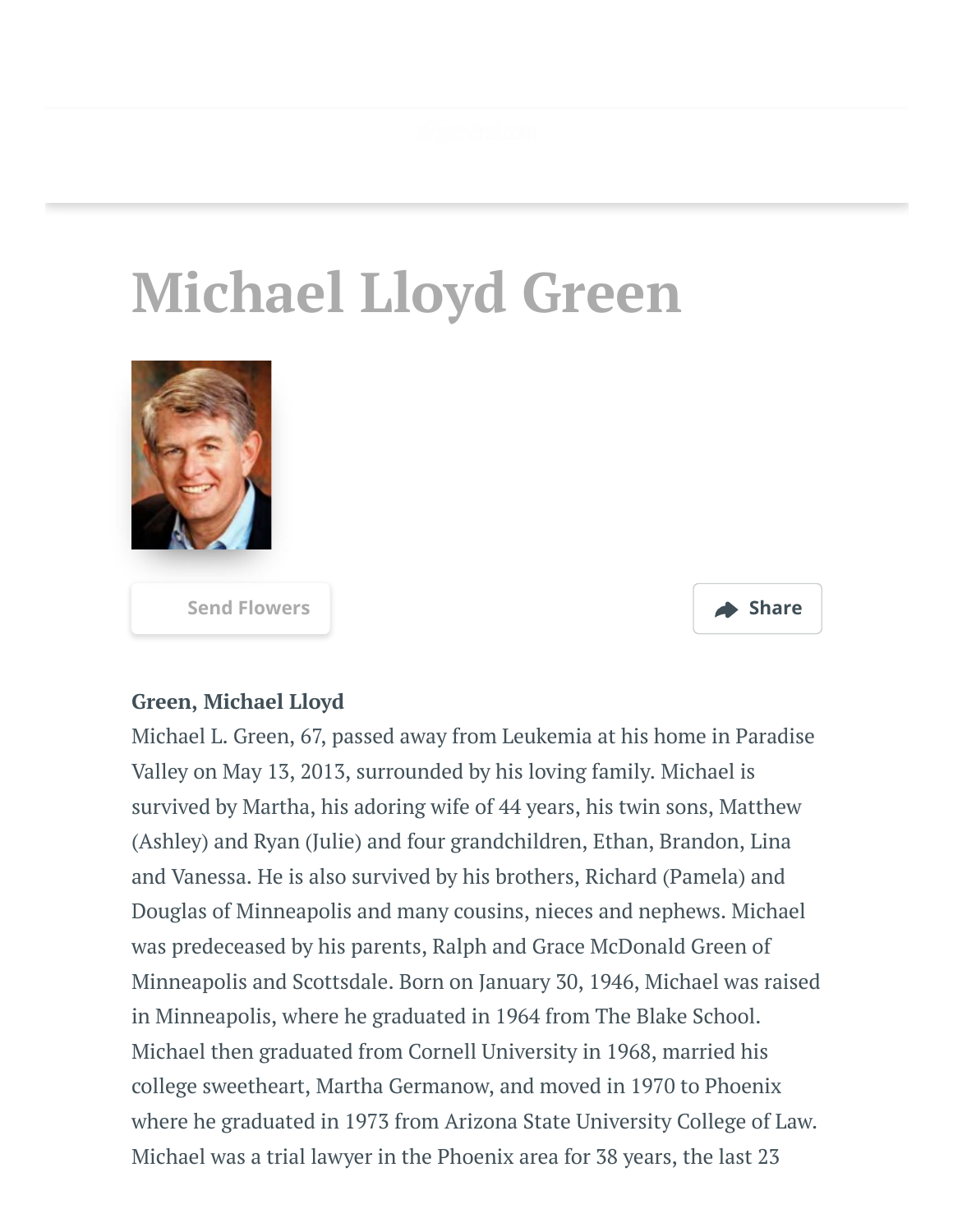# Michael Lloyd Green

Send Flowers

Share

**Green, Michael Lloyd**

Michael L. Green, 67, passed away from Leukemia at his home in Paradise Valley on May 13, 2013, surrounded by his loving family. Michael is survived by Martha, his adoring wife of 44 years, his twin sons, Matthew (Ashley) and Ryan (Julie) and four grandchildren, Ethan, Brandon, Lina and Vanessa. He is also survived by his brothers, Richard (Pamela) and Douglas of Minneapolis and many cousins, nieces and nephews. Michael was predeceased by his parents, Ralph and Grace McDonald Green of Minneapolis and Scottsdale. Born on January 30, 1946, Michael was raised in Minneapolis, where he graduated in 1964 from The Blake School. Michael then graduated from Cornell University in 1968, married his college sweetheart, Martha Germanow, and moved in 1970 to Phoenix where he graduated in 1973 from Arizona State University College of Law. Michael was a trial lawyer in the Phoenix area for 38 years, the last 23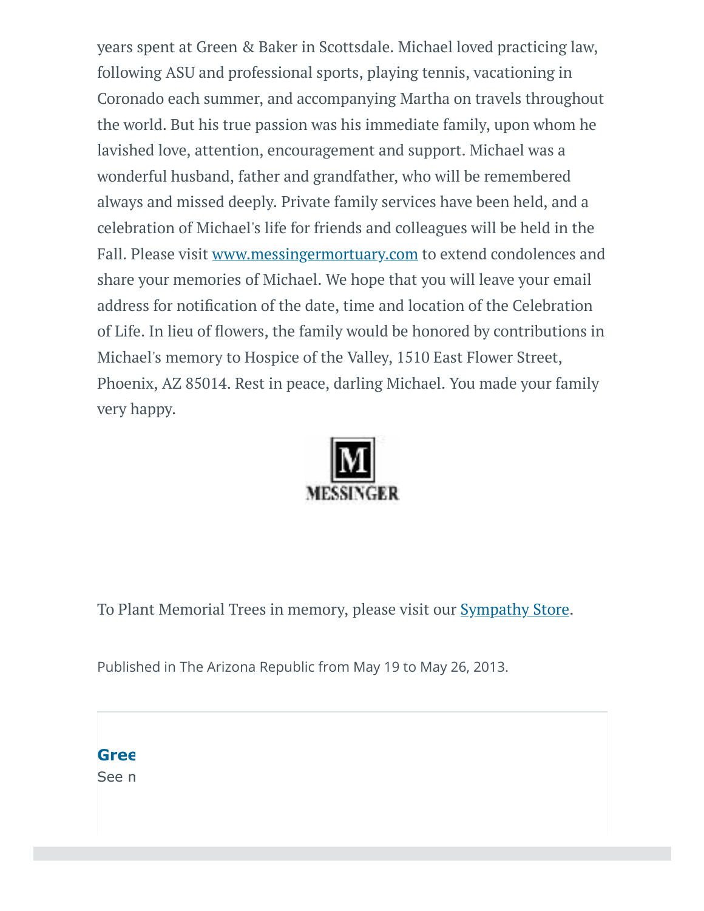years spent at Green & Baker in Scottsdale. Michael loved practicing law, following ASU and professional sports, playing tennis, vacationing in Coronado each summer, and accompanying Martha on travels throughout the world. But his true passion was his immediate family, upon whom he lavished love, attention, encouragement and support. Michael was a wonderful husband, father and grandfather, who will be remembered always and missed deeply. Private family services have been held, and a celebration of Michael's life for friends and colleagues will be held in the Fall. Please visit [www.messingermortuary.com](http://www.messingermortuary.com) to extend condolences and share your memories of Michael. We hope that you will leave your email address for notification of the date, time and location of the Celebration of Life. In lieu of flowers, the family would be honored by contributions in Michael's memory to Hospice of the Valley, 1510 East Flower Street, Phoenix, AZ 85014. Rest in peace, darling Michael. You made your family very happy.

M
MESSINGER

To Plant Memorial Trees in memory, please visit our Sympathy Store.

Published in The Arizona Republic from May 19 to May 26, 2013.

**Gree**

See n